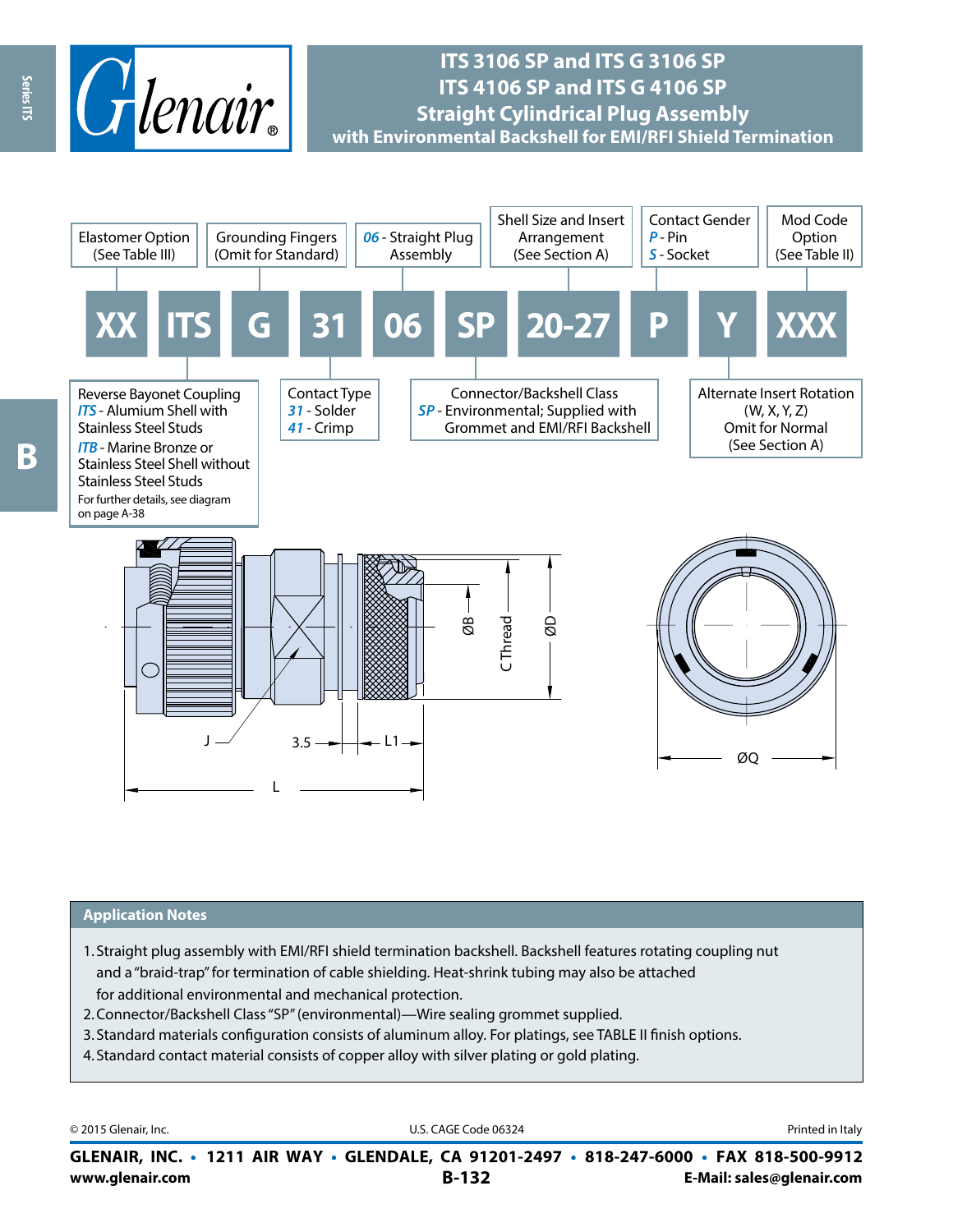# ITS 3106 SP and ITS G 3106 SP
# ITS 4106 SP and ITS G 4106 SP
## Straight Cylindrical Plug Assembly
### with Environmental Backshell for EMI/RFI Shield Termination

| XX | ITS | G | 31 | 06 | SP | 20-27 | P | Y | XXX |
|---|---|---|---|---|---|---|---|---|---|

- **Elastomer Option** (See Table III)
- **Reverse Bayonet Coupling**
  - *ITS* - Alumium Shell with Stainless Steel Studs
  - *ITB* - Marine Bronze or Stainless Steel Shell without Stainless Steel Studs
  - For further details, see diagram on page A-38
- **Grounding Fingers** (Omit for Standard)
- **Contact Type**
  - *31* - Solder
  - *41* - Crimp
- *06* - Straight Plug Assembly
- **Connector/Backshell Class**
  - *SP* - Environmental; Supplied with Grommet and EMI/RFI Backshell
- **Shell Size and Insert Arrangement** (See Section A)
- **Contact Gender**
  - *P* - Pin
  - *S* - Socket
- **Alternate Insert Rotation** (W, X, Y, Z) Omit for Normal (See Section A)
- **Mod Code Option** (See Table II)

J, 3.5, L1, L, ØB, C Thread, ØD, ØQ

## Application Notes

1. Straight plug assembly with EMI/RFI shield termination backshell. Backshell features rotating coupling nut and a "braid-trap" for termination of cable shielding. Heat-shrink tubing may also be attached for additional environmental and mechanical protection.
2. Connector/Backshell Class "SP" (environmental)—Wire sealing grommet supplied.
3. Standard materials configuration consists of aluminum alloy. For platings, see TABLE II finish options.
4. Standard contact material consists of copper alloy with silver plating or gold plating.

© 2015 Glenair, Inc. U.S. CAGE Code 06324 Printed in Italy

**GLENAIR, INC. • 1211 AIR WAY • GLENDALE, CA 91201-2497 • 818-247-6000 • FAX 818-500-9912**
**www.glenair.com** **E-Mail: sales@glenair.com**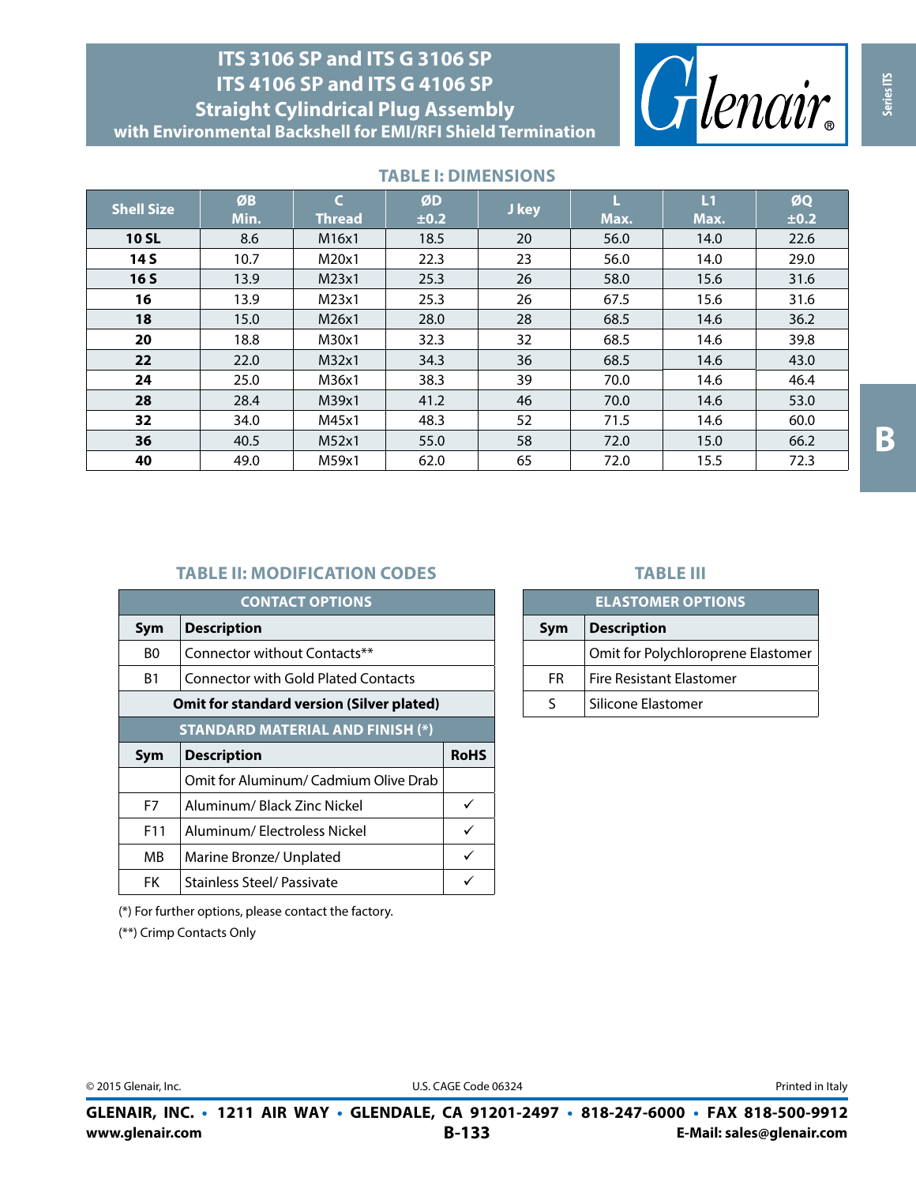# ITS 3106 SP and ITS G 3106 SP
# ITS 4106 SP and ITS G 4106 SP
# Straight Cylindrical Plug Assembly
## with Environmental Backshell for EMI/RFI Shield Termination

### TABLE I: DIMENSIONS

| Shell Size | ØB Min. | C Thread | ØD ±0.2 | J key | L Max. | L1 Max. | ØQ ±0.2 |
|---|---|---|---|---|---|---|---|
| **10 SL** | 8.6 | M16x1 | 18.5 | 20 | 56.0 | 14.0 | 22.6 |
| **14 S** | 10.7 | M20x1 | 22.3 | 23 | 56.0 | 14.0 | 29.0 |
| **16 S** | 13.9 | M23x1 | 25.3 | 26 | 58.0 | 15.6 | 31.6 |
| **16** | 13.9 | M23x1 | 25.3 | 26 | 67.5 | 15.6 | 31.6 |
| **18** | 15.0 | M26x1 | 28.0 | 28 | 68.5 | 14.6 | 36.2 |
| **20** | 18.8 | M30x1 | 32.3 | 32 | 68.5 | 14.6 | 39.8 |
| **22** | 22.0 | M32x1 | 34.3 | 36 | 68.5 | 14.6 | 43.0 |
| **24** | 25.0 | M36x1 | 38.3 | 39 | 70.0 | 14.6 | 46.4 |
| **28** | 28.4 | M39x1 | 41.2 | 46 | 70.0 | 14.6 | 53.0 |
| **32** | 34.0 | M45x1 | 48.3 | 52 | 71.5 | 14.6 | 60.0 |
| **36** | 40.5 | M52x1 | 55.0 | 58 | 72.0 | 15.0 | 66.2 |
| **40** | 49.0 | M59x1 | 62.0 | 65 | 72.0 | 15.5 | 72.3 |

### TABLE II: MODIFICATION CODES

| CONTACT OPTIONS | |
|---|---|
| **Sym** | **Description** |
| B0 | Connector without Contacts** |
| B1 | Connector with Gold Plated Contacts |
| **Omit for standard version (Silver plated)** | |

| STANDARD MATERIAL AND FINISH (*) | | |
|---|---|---|
| **Sym** | **Description** | **RoHS** |
| | Omit for Aluminum/ Cadmium Olive Drab | |
| F7 | Aluminum/ Black Zinc Nickel | ✓ |
| F11 | Aluminum/ Electroless Nickel | ✓ |
| MB | Marine Bronze/ Unplated | ✓ |
| FK | Stainless Steel/ Passivate | ✓ |

(*) For further options, please contact the factory.

(**) Crimp Contacts Only

### TABLE III

| ELASTOMER OPTIONS | |
|---|---|
| **Sym** | **Description** |
| | Omit for Polychloroprene Elastomer |
| FR | Fire Resistant Elastomer |
| S | Silicone Elastomer |

© 2015 Glenair, Inc. U.S. CAGE Code 06324 Printed in Italy

**GLENAIR, INC. • 1211 AIR WAY • GLENDALE, CA 91201-2497 • 818-247-6000 • FAX 818-500-9912**

**www.glenair.com** **B-133** **E-Mail: sales@glenair.com**